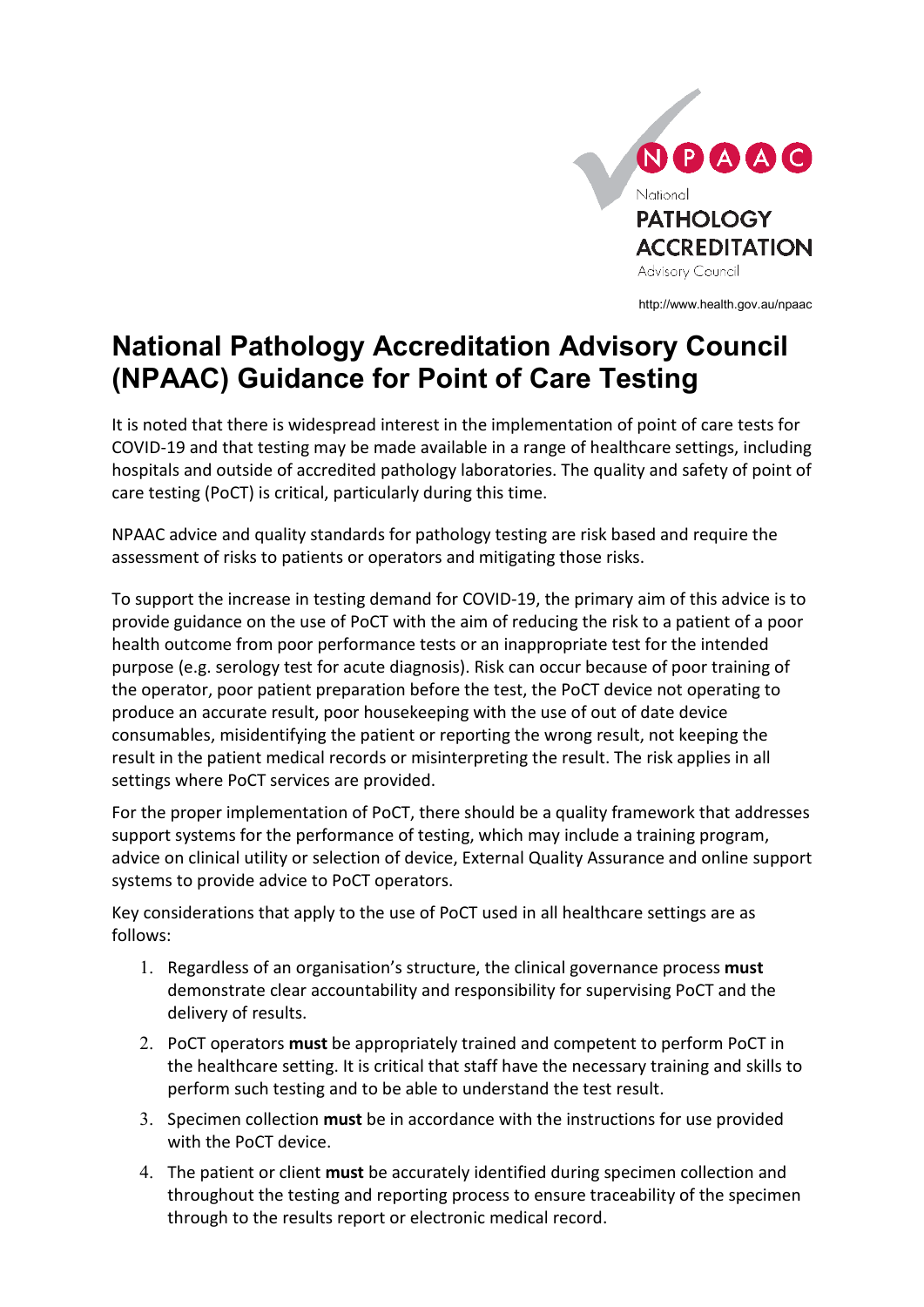National Pathology Accreditation Advisory Council

http://www.health.gov.au/npaac

# National Pathology Accreditation Advisory Council (NPAAC) Guidance for Point of Care Testing

It is noted that there is widespread interest in the implementation of point of care tests for COVID-19 and that testing may be made available in a range of healthcare settings, including hospitals and outside of accredited pathology laboratories. The quality and safety of point of care testing (PoCT) is critical, particularly during this time.

NPAAC advice and quality standards for pathology testing are risk based and require the assessment of risks to patients or operators and mitigating those risks.

To support the increase in testing demand for COVID-19, the primary aim of this advice is to provide guidance on the use of PoCT with the aim of reducing the risk to a patient of a poor health outcome from poor performance tests or an inappropriate test for the intended purpose (e.g. serology test for acute diagnosis). Risk can occur because of poor training of the operator, poor patient preparation before the test, the PoCT device not operating to produce an accurate result, poor housekeeping with the use of out of date device consumables, misidentifying the patient or reporting the wrong result, not keeping the result in the patient medical records or misinterpreting the result. The risk applies in all settings where PoCT services are provided.

For the proper implementation of PoCT, there should be a quality framework that addresses support systems for the performance of testing, which may include a training program, advice on clinical utility or selection of device, External Quality Assurance and online support systems to provide advice to PoCT operators.

Key considerations that apply to the use of PoCT used in all healthcare settings are as follows:

1. Regardless of an organisation's structure, the clinical governance process **must** demonstrate clear accountability and responsibility for supervising PoCT and the delivery of results.
2. PoCT operators **must** be appropriately trained and competent to perform PoCT in the healthcare setting. It is critical that staff have the necessary training and skills to perform such testing and to be able to understand the test result.
3. Specimen collection **must** be in accordance with the instructions for use provided with the PoCT device.
4. The patient or client **must** be accurately identified during specimen collection and throughout the testing and reporting process to ensure traceability of the specimen through to the results report or electronic medical record.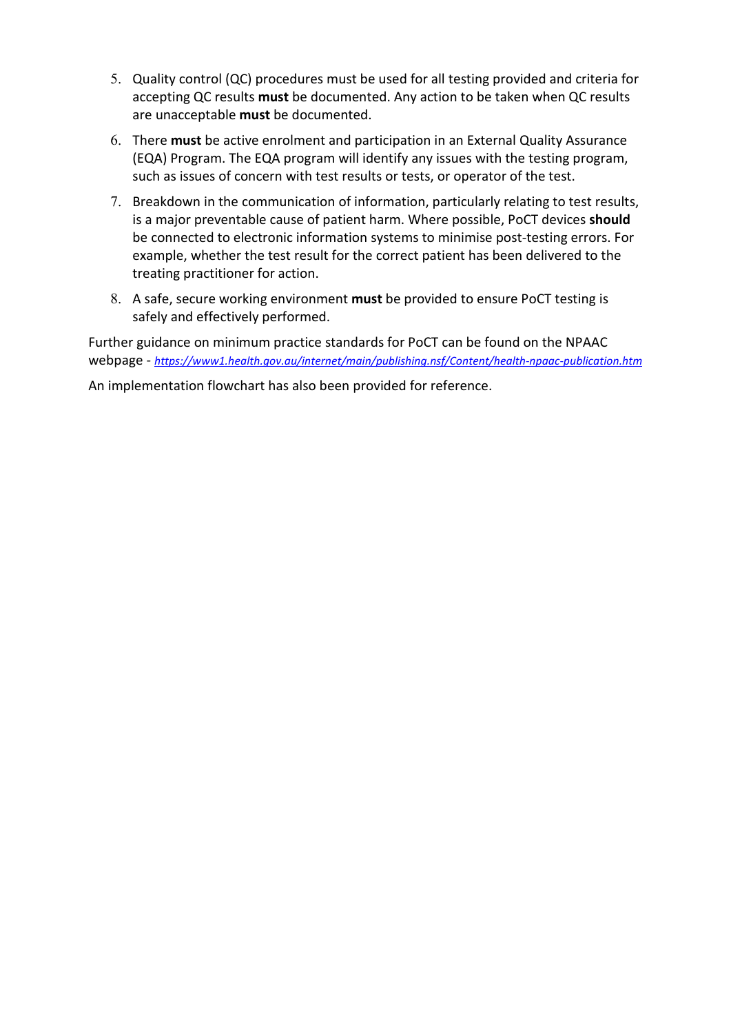5. Quality control (QC) procedures must be used for all testing provided and criteria for accepting QC results **must** be documented. Any action to be taken when QC results are unacceptable **must** be documented.
6. There **must** be active enrolment and participation in an External Quality Assurance (EQA) Program. The EQA program will identify any issues with the testing program, such as issues of concern with test results or tests, or operator of the test.
7. Breakdown in the communication of information, particularly relating to test results, is a major preventable cause of patient harm. Where possible, PoCT devices **should** be connected to electronic information systems to minimise post-testing errors. For example, whether the test result for the correct patient has been delivered to the treating practitioner for action.
8. A safe, secure working environment **must** be provided to ensure PoCT testing is safely and effectively performed.

Further guidance on minimum practice standards for PoCT can be found on the NPAAC webpage - *https://www1.health.gov.au/internet/main/publishing.nsf/Content/health-npaac-publication.htm*

An implementation flowchart has also been provided for reference.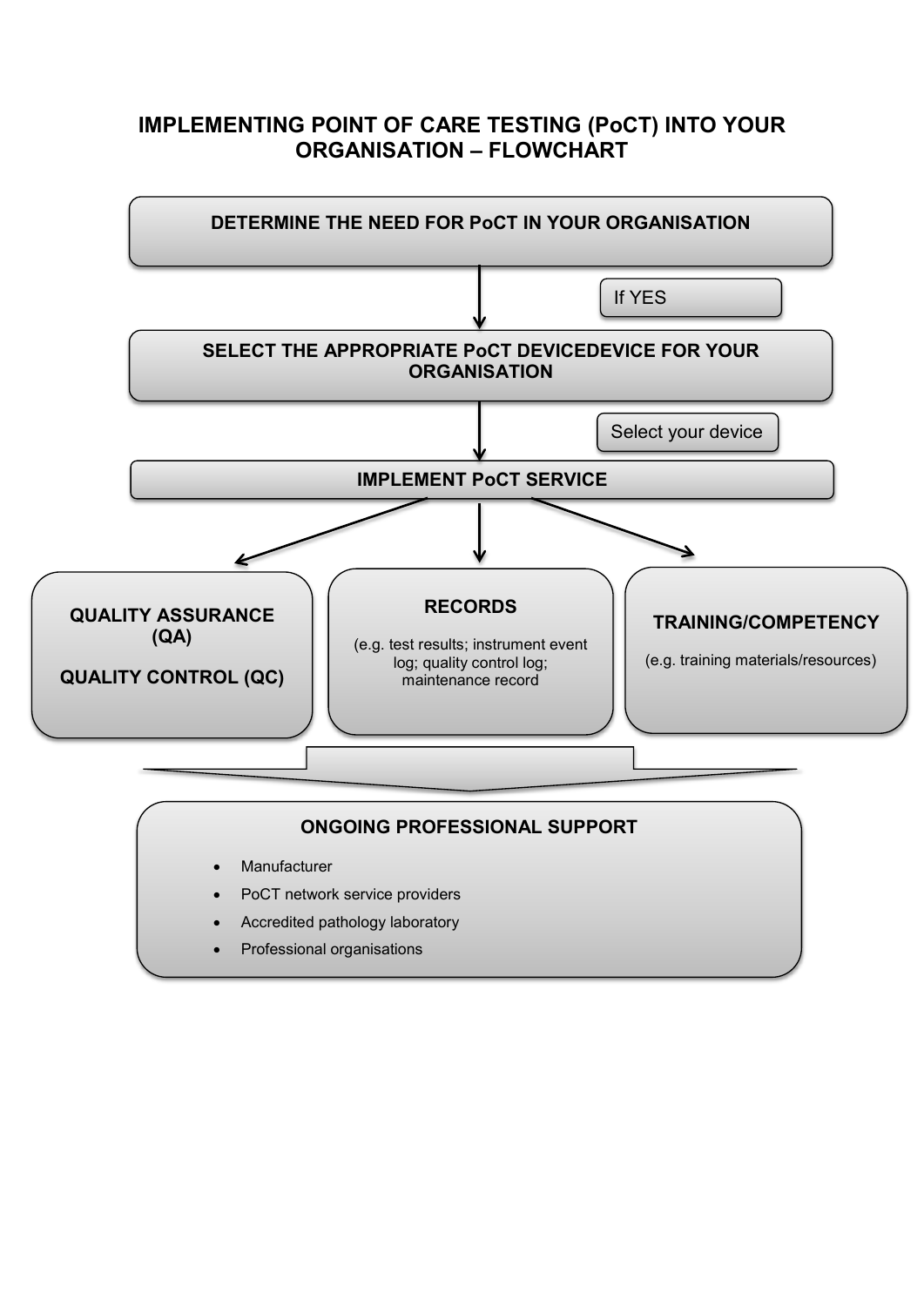# IMPLEMENTING POINT OF CARE TESTING (PoCT) INTO YOUR ORGANISATION – FLOWCHART

**DETERMINE THE NEED FOR PoCT IN YOUR ORGANISATION**

If YES

**SELECT THE APPROPRIATE PoCT DEVICEDEVICE FOR YOUR ORGANISATION**

Select your device

**IMPLEMENT PoCT SERVICE**

**QUALITY ASSURANCE (QA)**

**QUALITY CONTROL (QC)**

**RECORDS**

(e.g. test results; instrument event log; quality control log; maintenance record

**TRAINING/COMPETENCY**

(e.g. training materials/resources)

**ONGOING PROFESSIONAL SUPPORT**

- Manufacturer
- PoCT network service providers
- Accredited pathology laboratory
- Professional organisations